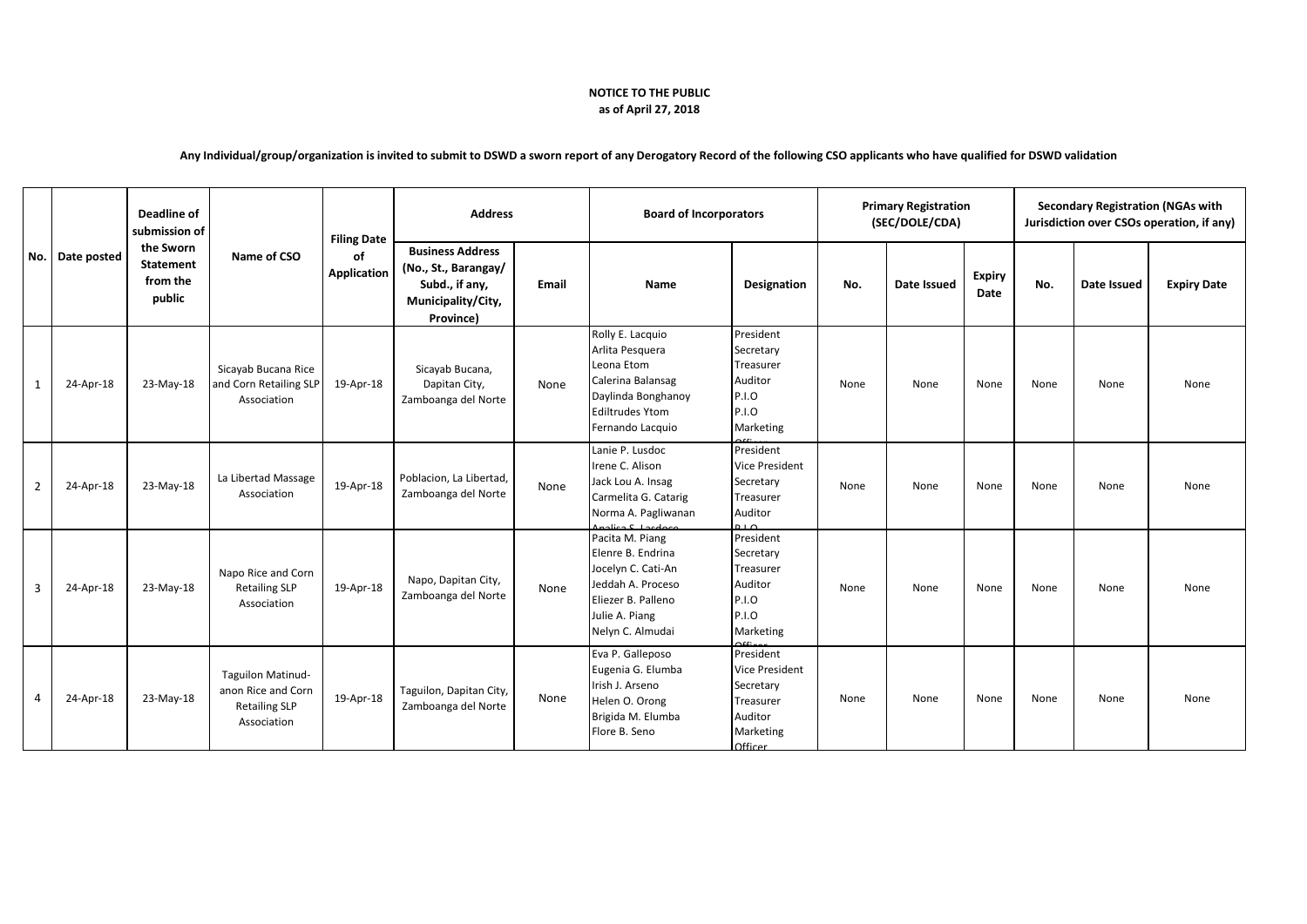**NOTICE TO THE PUBLIC**
**as of April 27, 2018**

**Any Individual/group/organization is invited to submit to DSWD a sworn report of any Derogatory Record of the following CSO applicants who have qualified for DSWD validation**

| No. | Date posted | Deadline of submission of the Sworn Statement from the public | Name of CSO | Filing Date of Application | Address | | Board of Incorporators | | Primary Registration (SEC/DOLE/CDA) | | | Secondary Registration (NGAs with Jurisdiction over CSOs operation, if any) | | |
|---|---|---|---|---|---|---|---|---|---|---|---|---|---|---|
| | | | | | Business Address (No., St., Barangay/ Subd., if any, Municipality/City, Province) | Email | Name | Designation | No. | Date Issued | Expiry Date | No. | Date Issued | Expiry Date |
| 1 | 24-Apr-18 | 23-May-18 | Sicayab Bucana Rice and Corn Retailing SLP Association | 19-Apr-18 | Sicayab Bucana, Dapitan City, Zamboanga del Norte | None | Rolly E. Lacquio<br>Arlita Pesquera<br>Leona Etom<br>Calerina Balansag<br>Daylinda Bonghanoy<br>Ediltrudes Ytom<br>Fernando Lacquio | President<br>Secretary<br>Treasurer<br>Auditor<br>P.I.O<br>P.I.O<br>Marketing Officer | None | None | None | None | None | None |
| 2 | 24-Apr-18 | 23-May-18 | La Libertad Massage Association | 19-Apr-18 | Poblacion, La Libertad, Zamboanga del Norte | None | Lanie P. Lusdoc<br>Irene C. Alison<br>Jack Lou A. Insag<br>Carmelita G. Catarig<br>Norma A. Pagliwanan<br>Analisa S. Lasdoce | President<br>Vice President<br>Secretary<br>Treasurer<br>Auditor<br>P.I.O | None | None | None | None | None | None |
| 3 | 24-Apr-18 | 23-May-18 | Napo Rice and Corn Retailing SLP Association | 19-Apr-18 | Napo, Dapitan City, Zamboanga del Norte | None | Pacita M. Piang<br>Elenre B. Endrina<br>Jocelyn C. Cati-An<br>Jeddah A. Proceso<br>Eliezer B. Palleno<br>Julie A. Piang<br>Nelyn C. Almudai | President<br>Secretary<br>Treasurer<br>Auditor<br>P.I.O<br>P.I.O<br>Marketing Officer | None | None | None | None | None | None |
| 4 | 24-Apr-18 | 23-May-18 | Taguilon Matinud-anon Rice and Corn Retailing SLP Association | 19-Apr-18 | Taguilon, Dapitan City, Zamboanga del Norte | None | Eva P. Galleposo<br>Eugenia G. Elumba<br>Irish J. Arseno<br>Helen O. Orong<br>Brigida M. Elumba<br>Flore B. Seno | President<br>Vice President<br>Secretary<br>Treasurer<br>Auditor<br>Marketing Officer | None | None | None | None | None | None |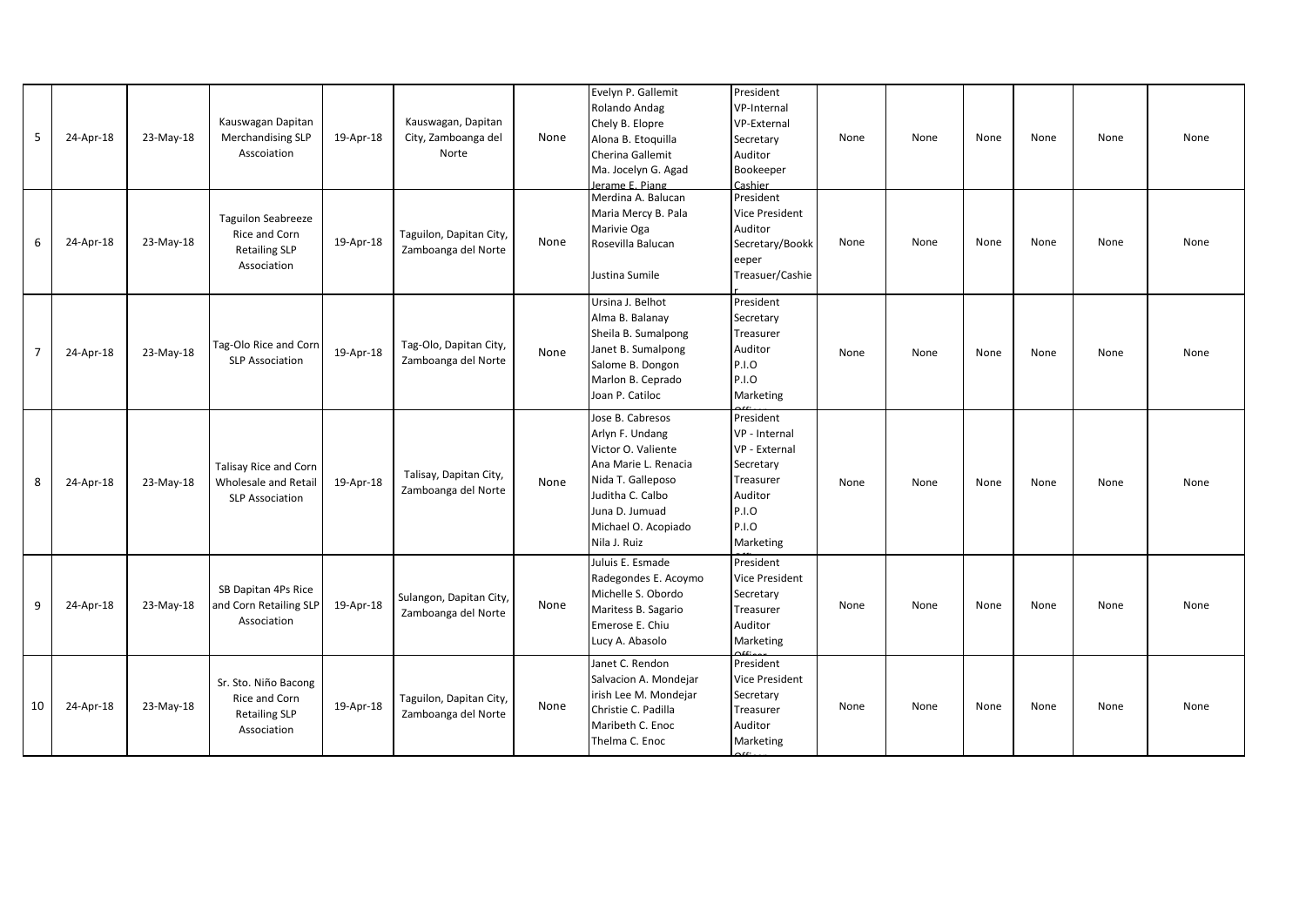| | | | | | | | | | | | | | | |
|---|---|---|---|---|---|---|---|---|---|---|---|---|---|---|
| 5 | 24-Apr-18 | 23-May-18 | Kauswagan Dapitan Merchandising SLP Asscoiation | 19-Apr-18 | Kauswagan, Dapitan City, Zamboanga del Norte | None | Evelyn P. Gallemit<br>Rolando Andag<br>Chely B. Elopre<br>Alona B. Etoquilla<br>Cherina Gallemit<br>Ma. Jocelyn G. Agad<br>Jerame E. Piang | President<br>VP-Internal<br>VP-External<br>Secretary<br>Auditor<br>Bookeeper<br>Cashier | None | None | None | None | None | None |
| 6 | 24-Apr-18 | 23-May-18 | Taguilon Seabreeze Rice and Corn Retailing SLP Association | 19-Apr-18 | Taguilon, Dapitan City, Zamboanga del Norte | None | Merdina A. Balucan<br>Maria Mercy B. Pala<br>Marivie Oga<br>Rosevilla Balucan<br><br>Justina Sumile | President<br>Vice President<br>Auditor<br>Secretary/Bookkeeper<br>Treasuer/Cashier | None | None | None | None | None | None |
| 7 | 24-Apr-18 | 23-May-18 | Tag-Olo Rice and Corn SLP Association | 19-Apr-18 | Tag-Olo, Dapitan City, Zamboanga del Norte | None | Ursina J. Belhot<br>Alma B. Balanay<br>Sheila B. Sumalpong<br>Janet B. Sumalpong<br>Salome B. Dongon<br>Marlon B. Ceprado<br>Joan P. Catiloc | President<br>Secretary<br>Treasurer<br>Auditor<br>P.I.O<br>P.I.O<br>Marketing Officer | None | None | None | None | None | None |
| 8 | 24-Apr-18 | 23-May-18 | Talisay Rice and Corn Wholesale and Retail SLP Association | 19-Apr-18 | Talisay, Dapitan City, Zamboanga del Norte | None | Jose B. Cabresos<br>Arlyn F. Undang<br>Victor O. Valiente<br>Ana Marie L. Renacia<br>Nida T. Galleposo<br>Juditha C. Calbo<br>Juna D. Jumuad<br>Michael O. Acopiado<br>Nila J. Ruiz | President<br>VP - Internal<br>VP - External<br>Secretary<br>Treasurer<br>Auditor<br>P.I.O<br>P.I.O<br>Marketing Officer | None | None | None | None | None | None |
| 9 | 24-Apr-18 | 23-May-18 | SB Dapitan 4Ps Rice and Corn Retailing SLP Association | 19-Apr-18 | Sulangon, Dapitan City, Zamboanga del Norte | None | Juluis E. Esmade<br>Radegondes E. Acoymo<br>Michelle S. Obordo<br>Maritess B. Sagario<br>Emerose E. Chiu<br>Lucy A. Abasolo | President<br>Vice President<br>Secretary<br>Treasurer<br>Auditor<br>Marketing Officer | None | None | None | None | None | None |
| 10 | 24-Apr-18 | 23-May-18 | Sr. Sto. Niño Bacong Rice and Corn Retailing SLP Association | 19-Apr-18 | Taguilon, Dapitan City, Zamboanga del Norte | None | Janet C. Rendon<br>Salvacion A. Mondejar<br>irish Lee M. Mondejar<br>Christie C. Padilla<br>Maribeth C. Enoc<br>Thelma C. Enoc | President<br>Vice President<br>Secretary<br>Treasurer<br>Auditor<br>Marketing Officer | None | None | None | None | None | None |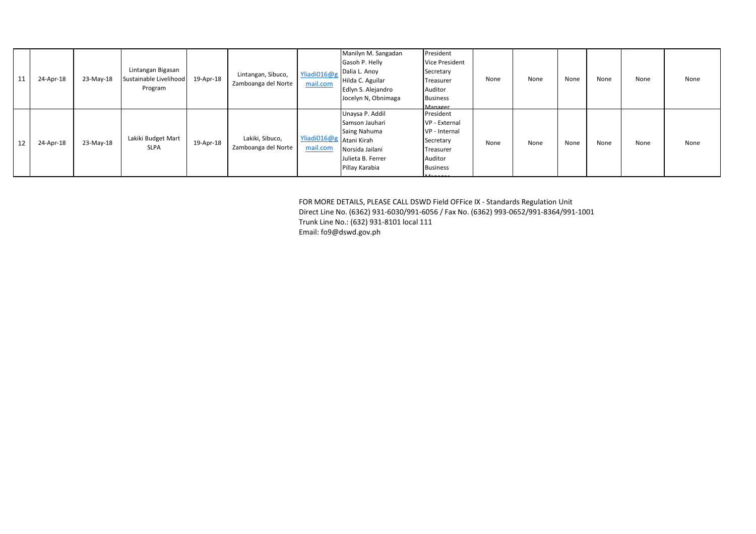| | | | | | | | | | | | | | | |
|---|---|---|---|---|---|---|---|---|---|---|---|---|---|---|
| 11 | 24-Apr-18 | 23-May-18 | Lintangan Bigasan Sustainable Livelihood Program | 19-Apr-18 | Lintangan, Sibuco, Zamboanga del Norte | Yliadi016@gmail.com | Manilyn M. Sangadan<br>Gasoh P. Helly<br>Dalia L. Anoy<br>Hilda C. Aguilar<br>Edlyn S. Alejandro<br>Jocelyn N, Obnimaga | President<br>Vice President<br>Secretary<br>Treasurer<br>Auditor<br>Business Manager | None | None | None | None | None | None |
| 12 | 24-Apr-18 | 23-May-18 | Lakiki Budget Mart SLPA | 19-Apr-18 | Lakiki, Sibuco, Zamboanga del Norte | Yliadi016@gmail.com | Unaysa P. Addil<br>Samson Jauhari<br>Saing Nahuma<br>Atani Kirah<br>Norsida Jailani<br>Julieta B. Ferrer<br>Pillay Karabia | President<br>VP - External<br>VP - Internal<br>Secretary<br>Treasurer<br>Auditor<br>Business Manager | None | None | None | None | None | None |

FOR MORE DETAILS, PLEASE CALL DSWD Field OFFice IX - Standards Regulation Unit
Direct Line No. (6362) 931-6030/991-6056 / Fax No. (6362) 993-0652/991-8364/991-1001
Trunk Line No.: (632) 931-8101 local 111
Email: fo9@dswd.gov.ph